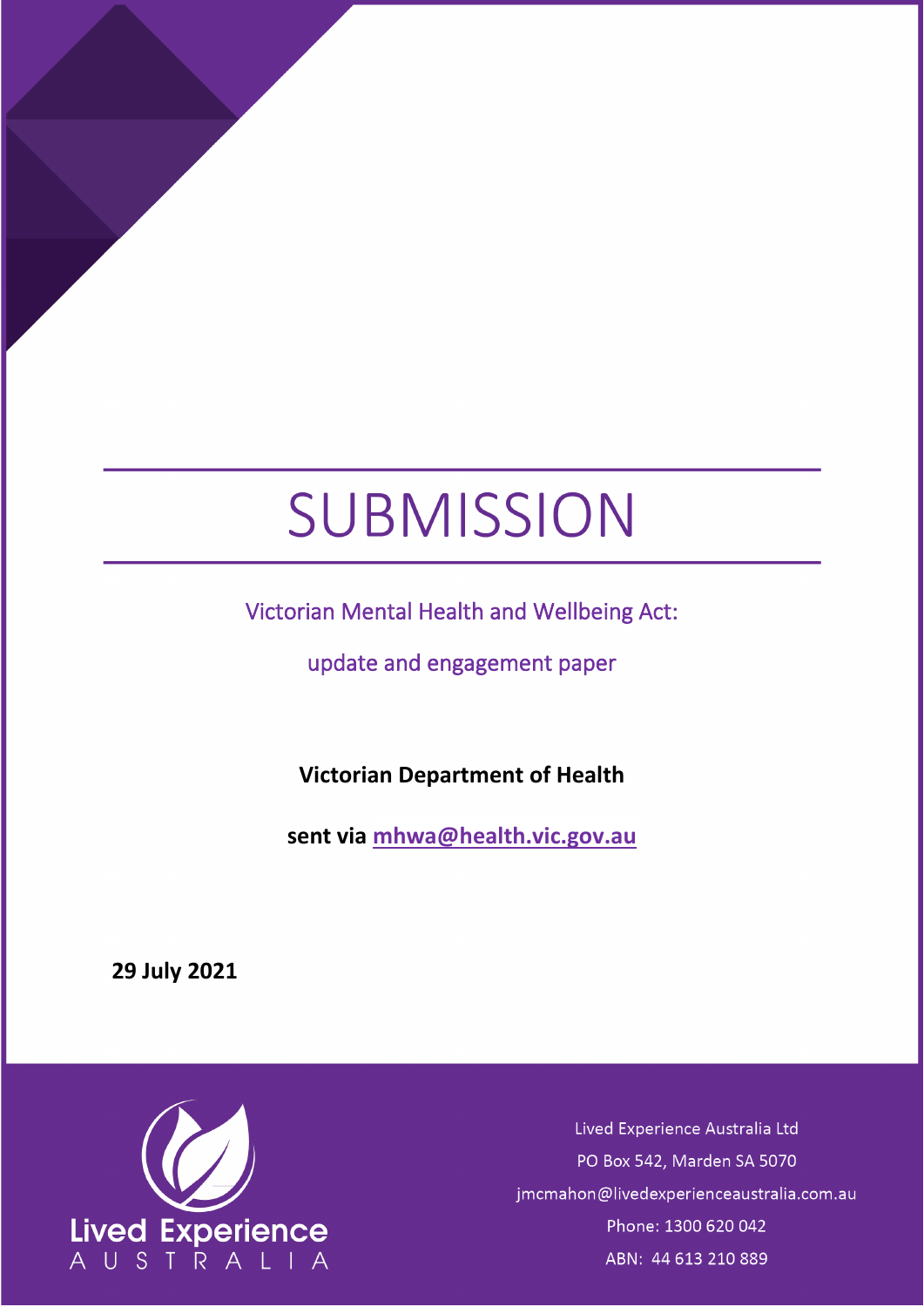# SUBMISSION

Victorian Mental Health and Wellbeing Act:

update and engagement paper

**Victorian Department of Health**

**sent via mhwa@health.vic.gov.au**

**29 July 2021**

Lived Experience Australia

Lived Experience Australia Ltd

PO Box 542, Marden SA 5070

jmcmahon@livedexperienceaustralia.com.au

Phone: 1300 620 042

ABN: 44 613 210 889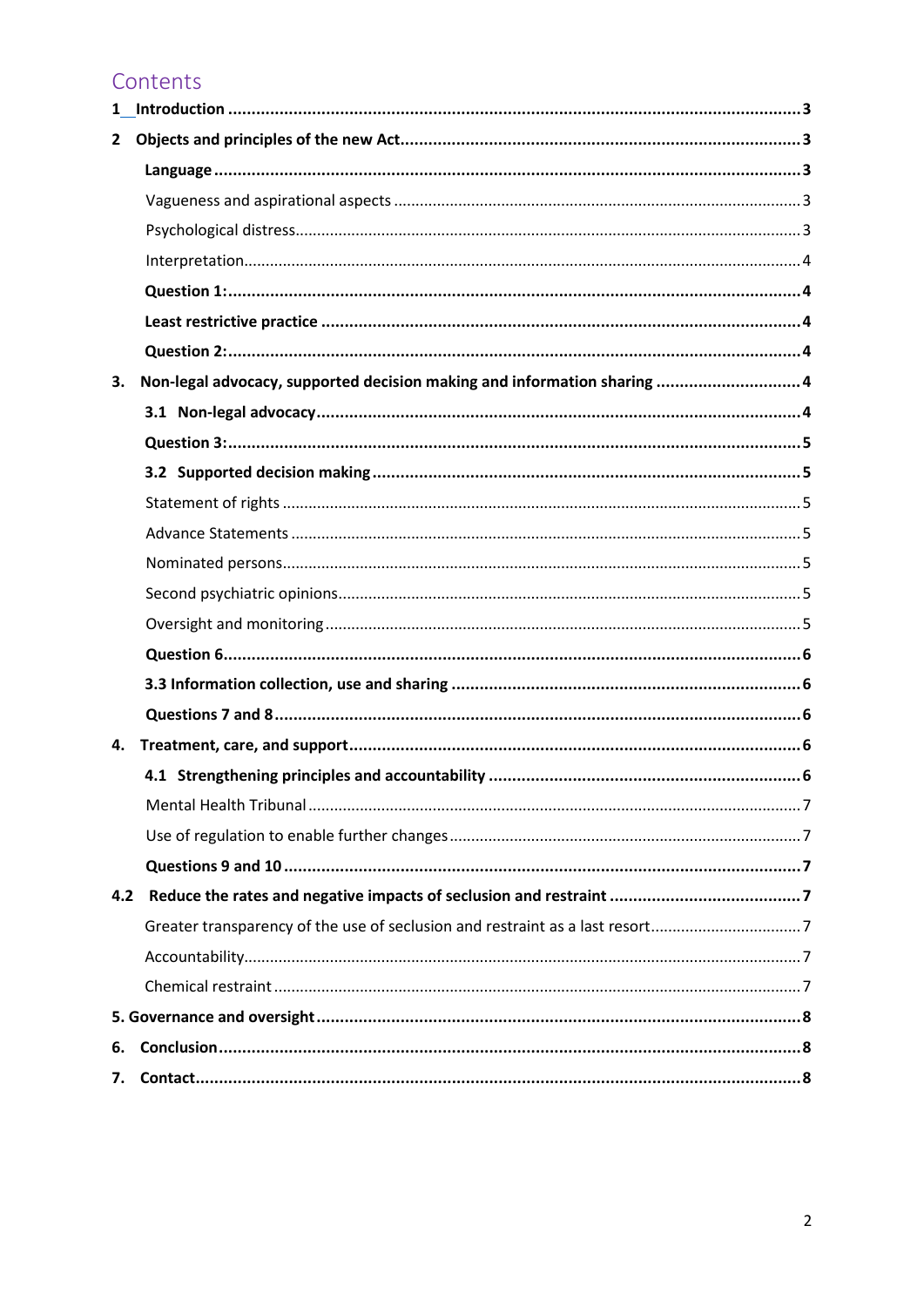# Contents

**1 Introduction** ........ **3**

**2 Objects and principles of the new Act** ........ **3**

**Language** ........ **3**

Vagueness and aspirational aspects ........ 3

Psychological distress ........ 3

Interpretation ........ 4

**Question 1:** ........ **4**

**Least restrictive practice** ........ **4**

**Question 2:** ........ **4**

**3. Non-legal advocacy, supported decision making and information sharing** ........ **4**

**3.1 Non-legal advocacy** ........ **4**

**Question 3:** ........ **5**

**3.2 Supported decision making** ........ **5**

Statement of rights ........ 5

Advance Statements ........ 5

Nominated persons ........ 5

Second psychiatric opinions ........ 5

Oversight and monitoring ........ 5

**Question 6** ........ **6**

**3.3 Information collection, use and sharing** ........ **6**

**Questions 7 and 8** ........ **6**

**4. Treatment, care, and support** ........ **6**

**4.1 Strengthening principles and accountability** ........ **6**

Mental Health Tribunal ........ 7

Use of regulation to enable further changes ........ 7

**Questions 9 and 10** ........ **7**

**4.2 Reduce the rates and negative impacts of seclusion and restraint** ........ **7**

Greater transparency of the use of seclusion and restraint as a last resort ........ 7

Accountability ........ 7

Chemical restraint ........ 7

**5. Governance and oversight** ........ **8**

**6. Conclusion** ........ **8**

**7. Contact** ........ **8**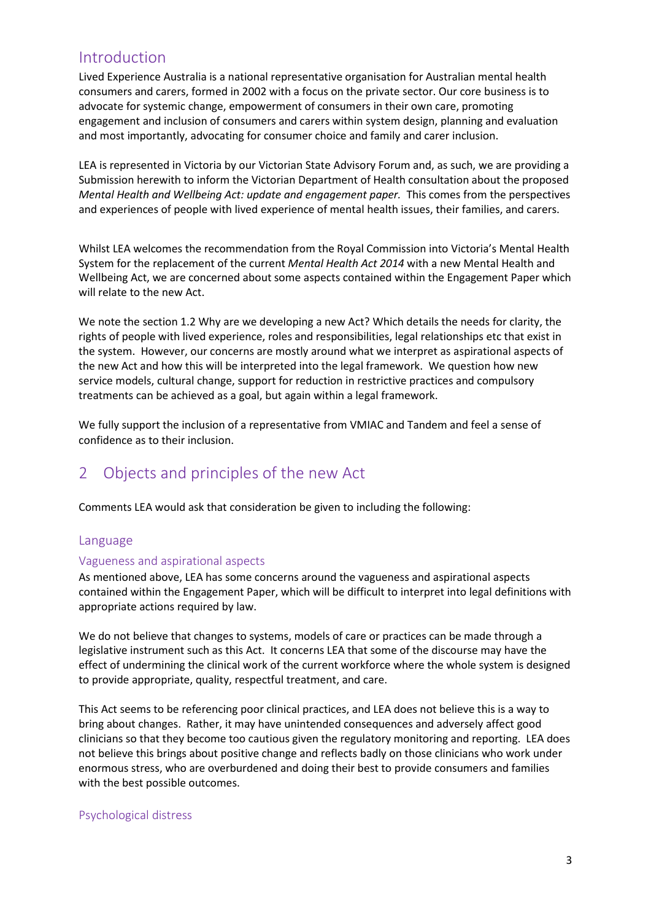## Introduction

Lived Experience Australia is a national representative organisation for Australian mental health consumers and carers, formed in 2002 with a focus on the private sector. Our core business is to advocate for systemic change, empowerment of consumers in their own care, promoting engagement and inclusion of consumers and carers within system design, planning and evaluation and most importantly, advocating for consumer choice and family and carer inclusion.

LEA is represented in Victoria by our Victorian State Advisory Forum and, as such, we are providing a Submission herewith to inform the Victorian Department of Health consultation about the proposed *Mental Health and Wellbeing Act: update and engagement paper.* This comes from the perspectives and experiences of people with lived experience of mental health issues, their families, and carers.

Whilst LEA welcomes the recommendation from the Royal Commission into Victoria's Mental Health System for the replacement of the current *Mental Health Act 2014* with a new Mental Health and Wellbeing Act, we are concerned about some aspects contained within the Engagement Paper which will relate to the new Act.

We note the section 1.2 Why are we developing a new Act? Which details the needs for clarity, the rights of people with lived experience, roles and responsibilities, legal relationships etc that exist in the system. However, our concerns are mostly around what we interpret as aspirational aspects of the new Act and how this will be interpreted into the legal framework. We question how new service models, cultural change, support for reduction in restrictive practices and compulsory treatments can be achieved as a goal, but again within a legal framework.

We fully support the inclusion of a representative from VMIAC and Tandem and feel a sense of confidence as to their inclusion.

## 2 Objects and principles of the new Act

Comments LEA would ask that consideration be given to including the following:

### Language

#### Vagueness and aspirational aspects

As mentioned above, LEA has some concerns around the vagueness and aspirational aspects contained within the Engagement Paper, which will be difficult to interpret into legal definitions with appropriate actions required by law.

We do not believe that changes to systems, models of care or practices can be made through a legislative instrument such as this Act. It concerns LEA that some of the discourse may have the effect of undermining the clinical work of the current workforce where the whole system is designed to provide appropriate, quality, respectful treatment, and care.

This Act seems to be referencing poor clinical practices, and LEA does not believe this is a way to bring about changes. Rather, it may have unintended consequences and adversely affect good clinicians so that they become too cautious given the regulatory monitoring and reporting. LEA does not believe this brings about positive change and reflects badly on those clinicians who work under enormous stress, who are overburdened and doing their best to provide consumers and families with the best possible outcomes.

#### Psychological distress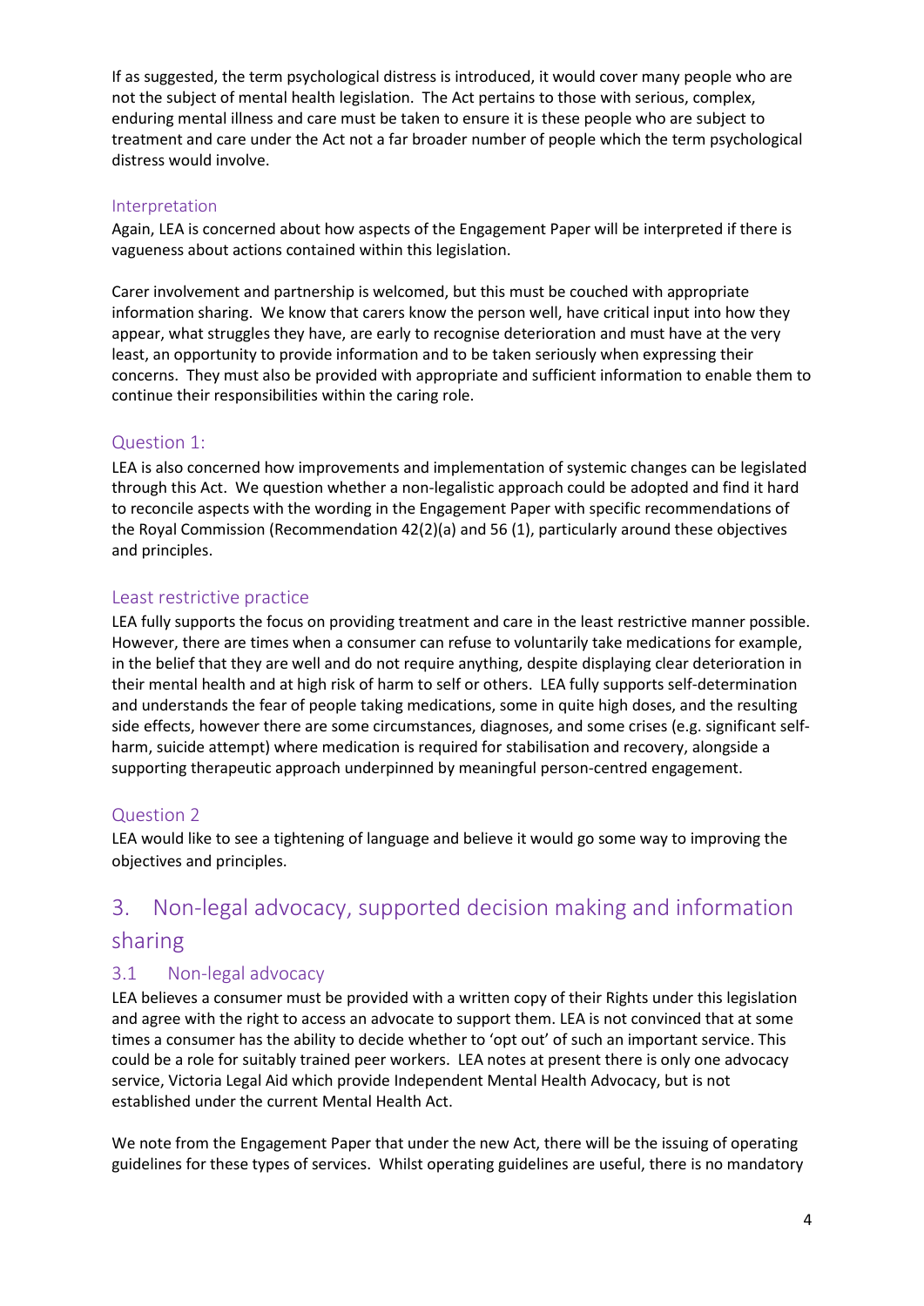If as suggested, the term psychological distress is introduced, it would cover many people who are not the subject of mental health legislation. The Act pertains to those with serious, complex, enduring mental illness and care must be taken to ensure it is these people who are subject to treatment and care under the Act not a far broader number of people which the term psychological distress would involve.

### Interpretation

Again, LEA is concerned about how aspects of the Engagement Paper will be interpreted if there is vagueness about actions contained within this legislation.

Carer involvement and partnership is welcomed, but this must be couched with appropriate information sharing. We know that carers know the person well, have critical input into how they appear, what struggles they have, are early to recognise deterioration and must have at the very least, an opportunity to provide information and to be taken seriously when expressing their concerns. They must also be provided with appropriate and sufficient information to enable them to continue their responsibilities within the caring role.

### Question 1:

LEA is also concerned how improvements and implementation of systemic changes can be legislated through this Act. We question whether a non-legalistic approach could be adopted and find it hard to reconcile aspects with the wording in the Engagement Paper with specific recommendations of the Royal Commission (Recommendation 42(2)(a) and 56 (1), particularly around these objectives and principles.

### Least restrictive practice

LEA fully supports the focus on providing treatment and care in the least restrictive manner possible. However, there are times when a consumer can refuse to voluntarily take medications for example, in the belief that they are well and do not require anything, despite displaying clear deterioration in their mental health and at high risk of harm to self or others. LEA fully supports self-determination and understands the fear of people taking medications, some in quite high doses, and the resulting side effects, however there are some circumstances, diagnoses, and some crises (e.g. significant self-harm, suicide attempt) where medication is required for stabilisation and recovery, alongside a supporting therapeutic approach underpinned by meaningful person-centred engagement.

### Question 2

LEA would like to see a tightening of language and believe it would go some way to improving the objectives and principles.

## 3. Non-legal advocacy, supported decision making and information sharing

### 3.1 Non-legal advocacy

LEA believes a consumer must be provided with a written copy of their Rights under this legislation and agree with the right to access an advocate to support them. LEA is not convinced that at some times a consumer has the ability to decide whether to 'opt out' of such an important service. This could be a role for suitably trained peer workers. LEA notes at present there is only one advocacy service, Victoria Legal Aid which provide Independent Mental Health Advocacy, but is not established under the current Mental Health Act.

We note from the Engagement Paper that under the new Act, there will be the issuing of operating guidelines for these types of services. Whilst operating guidelines are useful, there is no mandatory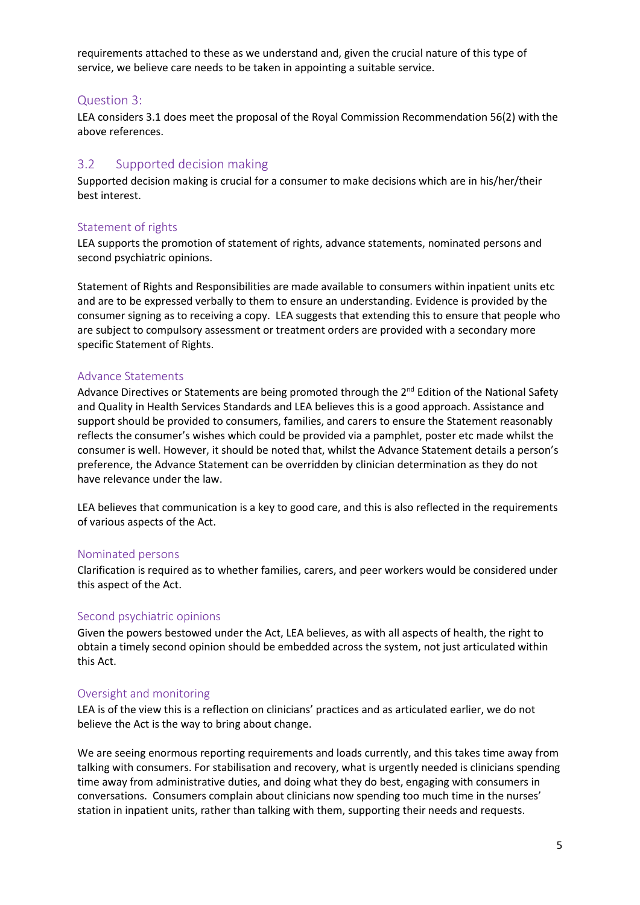requirements attached to these as we understand and, given the crucial nature of this type of service, we believe care needs to be taken in appointing a suitable service.

### Question 3:

LEA considers 3.1 does meet the proposal of the Royal Commission Recommendation 56(2) with the above references.

## 3.2 Supported decision making

Supported decision making is crucial for a consumer to make decisions which are in his/her/their best interest.

### Statement of rights

LEA supports the promotion of statement of rights, advance statements, nominated persons and second psychiatric opinions.

Statement of Rights and Responsibilities are made available to consumers within inpatient units etc and are to be expressed verbally to them to ensure an understanding. Evidence is provided by the consumer signing as to receiving a copy. LEA suggests that extending this to ensure that people who are subject to compulsory assessment or treatment orders are provided with a secondary more specific Statement of Rights.

### Advance Statements

Advance Directives or Statements are being promoted through the 2nd Edition of the National Safety and Quality in Health Services Standards and LEA believes this is a good approach. Assistance and support should be provided to consumers, families, and carers to ensure the Statement reasonably reflects the consumer's wishes which could be provided via a pamphlet, poster etc made whilst the consumer is well. However, it should be noted that, whilst the Advance Statement details a person's preference, the Advance Statement can be overridden by clinician determination as they do not have relevance under the law.

LEA believes that communication is a key to good care, and this is also reflected in the requirements of various aspects of the Act.

### Nominated persons

Clarification is required as to whether families, carers, and peer workers would be considered under this aspect of the Act.

### Second psychiatric opinions

Given the powers bestowed under the Act, LEA believes, as with all aspects of health, the right to obtain a timely second opinion should be embedded across the system, not just articulated within this Act.

### Oversight and monitoring

LEA is of the view this is a reflection on clinicians' practices and as articulated earlier, we do not believe the Act is the way to bring about change.

We are seeing enormous reporting requirements and loads currently, and this takes time away from talking with consumers. For stabilisation and recovery, what is urgently needed is clinicians spending time away from administrative duties, and doing what they do best, engaging with consumers in conversations. Consumers complain about clinicians now spending too much time in the nurses' station in inpatient units, rather than talking with them, supporting their needs and requests.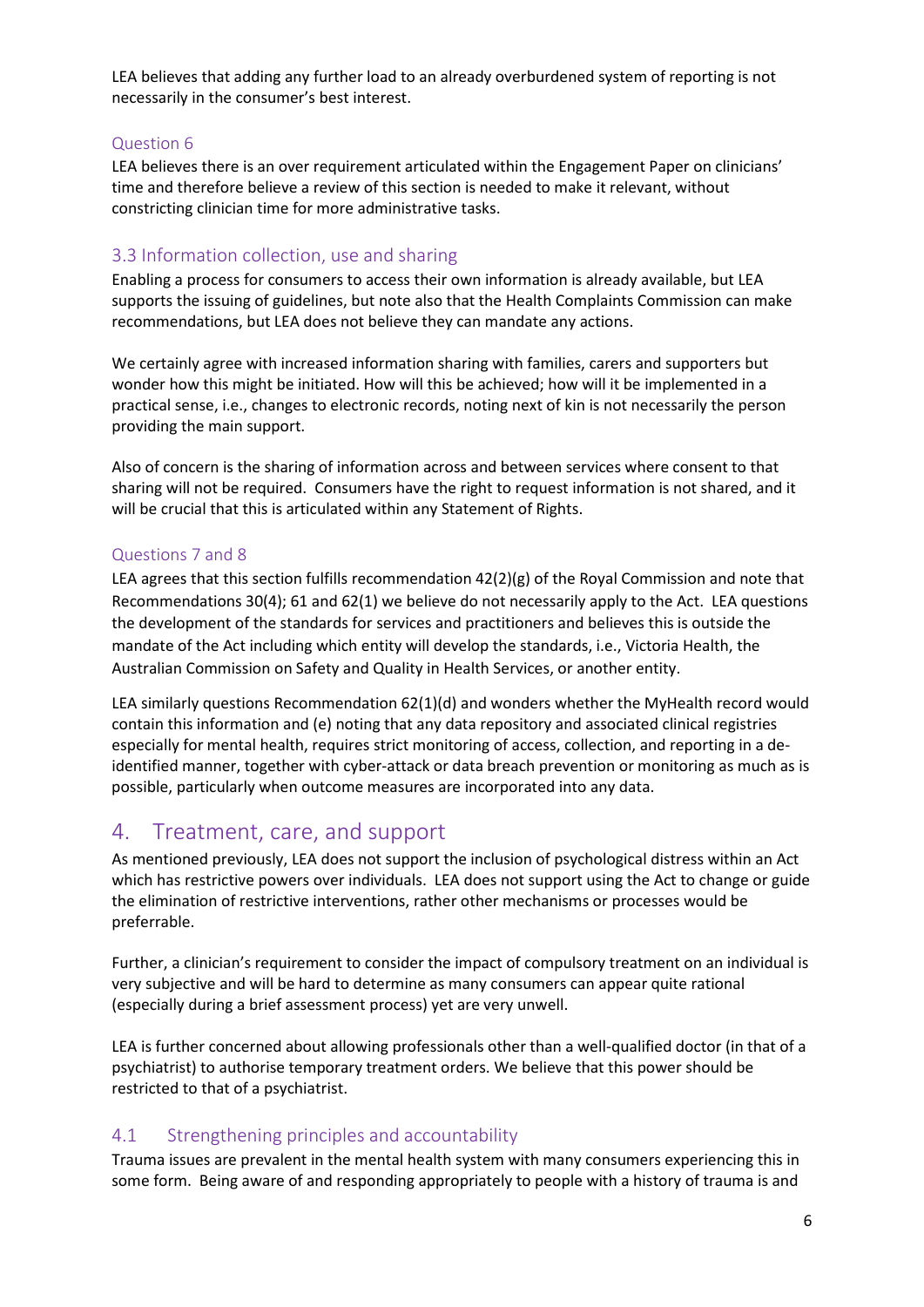LEA believes that adding any further load to an already overburdened system of reporting is not necessarily in the consumer's best interest.

### Question 6

LEA believes there is an over requirement articulated within the Engagement Paper on clinicians' time and therefore believe a review of this section is needed to make it relevant, without constricting clinician time for more administrative tasks.

## 3.3 Information collection, use and sharing

Enabling a process for consumers to access their own information is already available, but LEA supports the issuing of guidelines, but note also that the Health Complaints Commission can make recommendations, but LEA does not believe they can mandate any actions.

We certainly agree with increased information sharing with families, carers and supporters but wonder how this might be initiated. How will this be achieved; how will it be implemented in a practical sense, i.e., changes to electronic records, noting next of kin is not necessarily the person providing the main support.

Also of concern is the sharing of information across and between services where consent to that sharing will not be required. Consumers have the right to request information is not shared, and it will be crucial that this is articulated within any Statement of Rights.

### Questions 7 and 8

LEA agrees that this section fulfills recommendation 42(2)(g) of the Royal Commission and note that Recommendations 30(4); 61 and 62(1) we believe do not necessarily apply to the Act. LEA questions the development of the standards for services and practitioners and believes this is outside the mandate of the Act including which entity will develop the standards, i.e., Victoria Health, the Australian Commission on Safety and Quality in Health Services, or another entity.

LEA similarly questions Recommendation 62(1)(d) and wonders whether the MyHealth record would contain this information and (e) noting that any data repository and associated clinical registries especially for mental health, requires strict monitoring of access, collection, and reporting in a de-identified manner, together with cyber-attack or data breach prevention or monitoring as much as is possible, particularly when outcome measures are incorporated into any data.

# 4. Treatment, care, and support

As mentioned previously, LEA does not support the inclusion of psychological distress within an Act which has restrictive powers over individuals. LEA does not support using the Act to change or guide the elimination of restrictive interventions, rather other mechanisms or processes would be preferrable.

Further, a clinician's requirement to consider the impact of compulsory treatment on an individual is very subjective and will be hard to determine as many consumers can appear quite rational (especially during a brief assessment process) yet are very unwell.

LEA is further concerned about allowing professionals other than a well-qualified doctor (in that of a psychiatrist) to authorise temporary treatment orders. We believe that this power should be restricted to that of a psychiatrist.

## 4.1 Strengthening principles and accountability

Trauma issues are prevalent in the mental health system with many consumers experiencing this in some form. Being aware of and responding appropriately to people with a history of trauma is and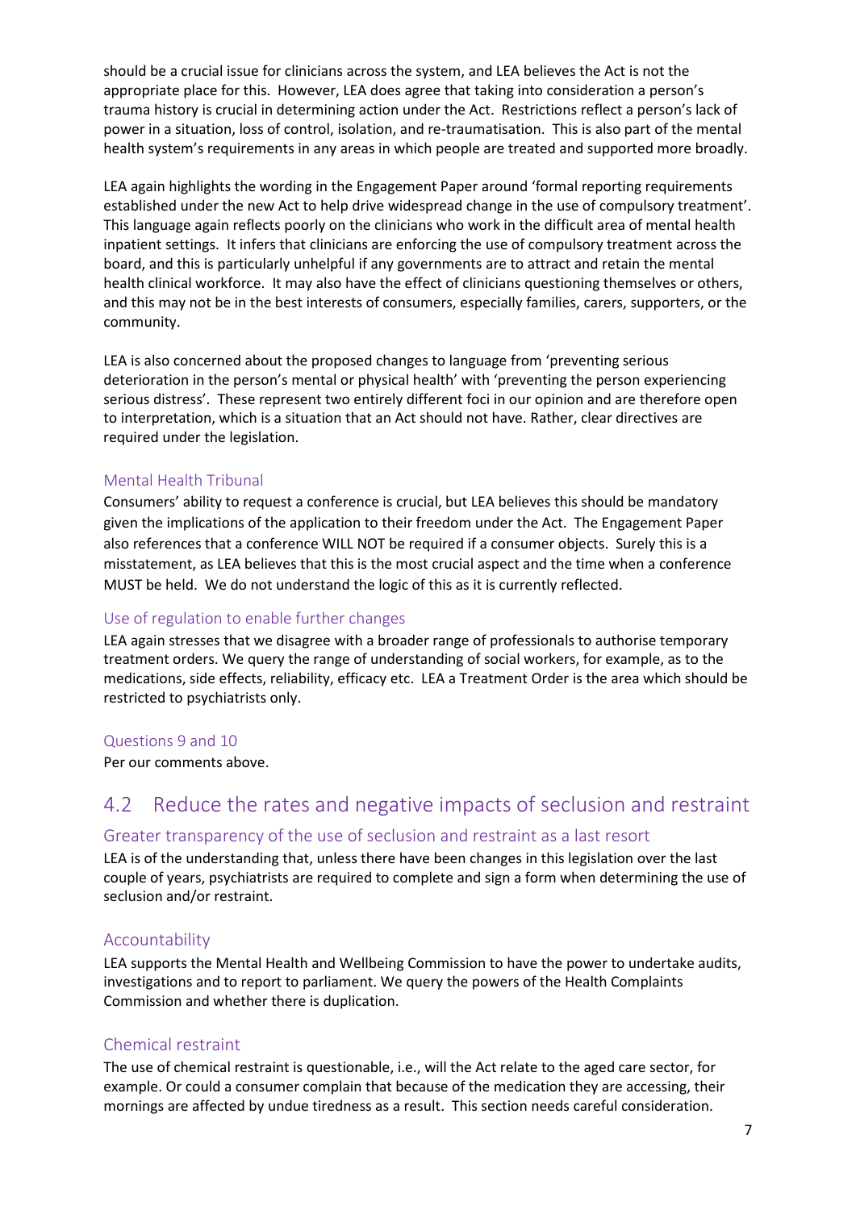should be a crucial issue for clinicians across the system, and LEA believes the Act is not the appropriate place for this. However, LEA does agree that taking into consideration a person's trauma history is crucial in determining action under the Act. Restrictions reflect a person's lack of power in a situation, loss of control, isolation, and re-traumatisation. This is also part of the mental health system's requirements in any areas in which people are treated and supported more broadly.

LEA again highlights the wording in the Engagement Paper around 'formal reporting requirements established under the new Act to help drive widespread change in the use of compulsory treatment'. This language again reflects poorly on the clinicians who work in the difficult area of mental health inpatient settings. It infers that clinicians are enforcing the use of compulsory treatment across the board, and this is particularly unhelpful if any governments are to attract and retain the mental health clinical workforce. It may also have the effect of clinicians questioning themselves or others, and this may not be in the best interests of consumers, especially families, carers, supporters, or the community.

LEA is also concerned about the proposed changes to language from 'preventing serious deterioration in the person's mental or physical health' with 'preventing the person experiencing serious distress'. These represent two entirely different foci in our opinion and are therefore open to interpretation, which is a situation that an Act should not have. Rather, clear directives are required under the legislation.

### Mental Health Tribunal

Consumers' ability to request a conference is crucial, but LEA believes this should be mandatory given the implications of the application to their freedom under the Act. The Engagement Paper also references that a conference WILL NOT be required if a consumer objects. Surely this is a misstatement, as LEA believes that this is the most crucial aspect and the time when a conference MUST be held. We do not understand the logic of this as it is currently reflected.

### Use of regulation to enable further changes

LEA again stresses that we disagree with a broader range of professionals to authorise temporary treatment orders. We query the range of understanding of social workers, for example, as to the medications, side effects, reliability, efficacy etc. LEA a Treatment Order is the area which should be restricted to psychiatrists only.

### Questions 9 and 10

Per our comments above.

## 4.2 Reduce the rates and negative impacts of seclusion and restraint

### Greater transparency of the use of seclusion and restraint as a last resort

LEA is of the understanding that, unless there have been changes in this legislation over the last couple of years, psychiatrists are required to complete and sign a form when determining the use of seclusion and/or restraint.

### Accountability

LEA supports the Mental Health and Wellbeing Commission to have the power to undertake audits, investigations and to report to parliament. We query the powers of the Health Complaints Commission and whether there is duplication.

### Chemical restraint

The use of chemical restraint is questionable, i.e., will the Act relate to the aged care sector, for example. Or could a consumer complain that because of the medication they are accessing, their mornings are affected by undue tiredness as a result. This section needs careful consideration.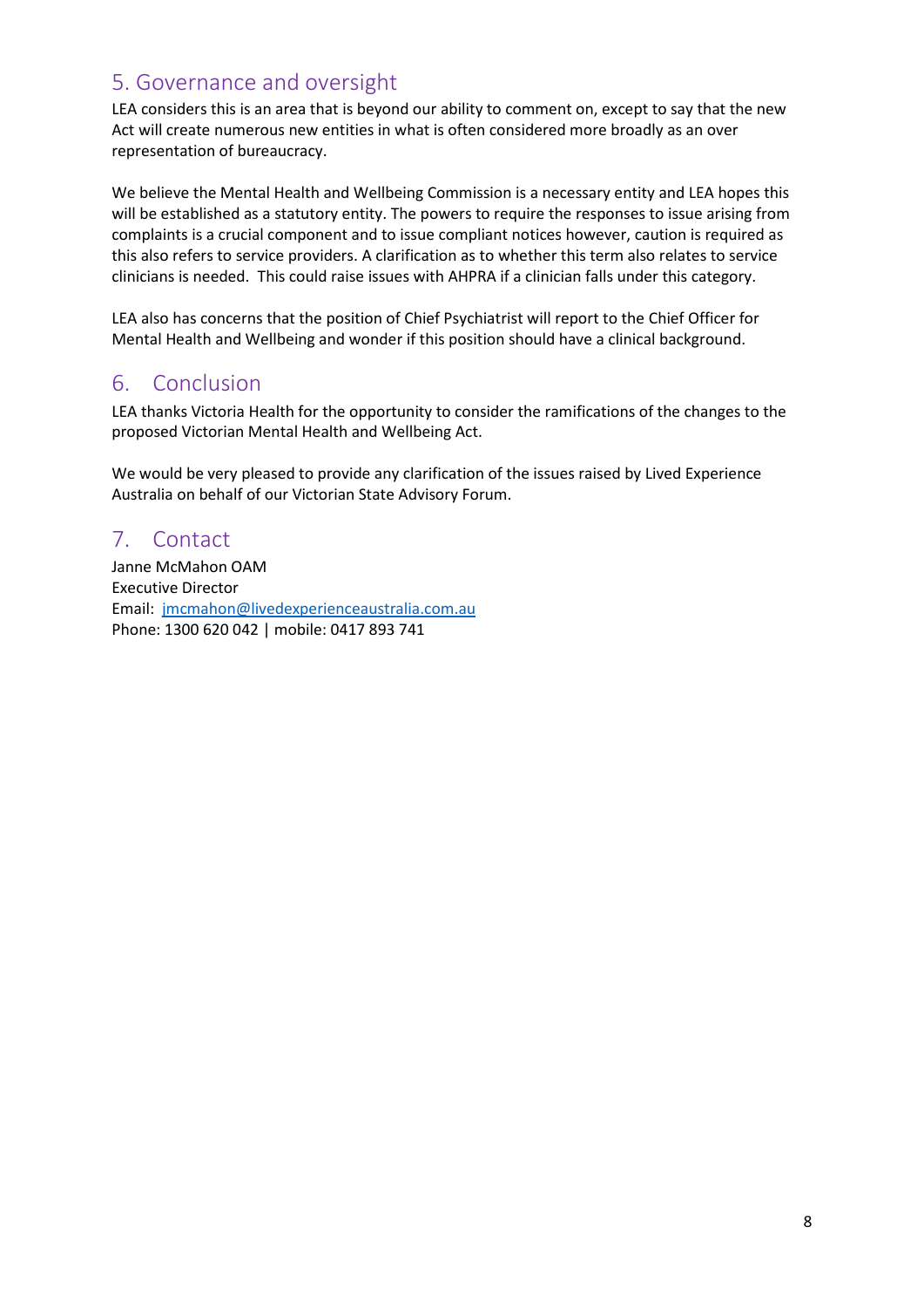## 5. Governance and oversight

LEA considers this is an area that is beyond our ability to comment on, except to say that the new Act will create numerous new entities in what is often considered more broadly as an over representation of bureaucracy.

We believe the Mental Health and Wellbeing Commission is a necessary entity and LEA hopes this will be established as a statutory entity. The powers to require the responses to issue arising from complaints is a crucial component and to issue compliant notices however, caution is required as this also refers to service providers. A clarification as to whether this term also relates to service clinicians is needed. This could raise issues with AHPRA if a clinician falls under this category.

LEA also has concerns that the position of Chief Psychiatrist will report to the Chief Officer for Mental Health and Wellbeing and wonder if this position should have a clinical background.

## 6. Conclusion

LEA thanks Victoria Health for the opportunity to consider the ramifications of the changes to the proposed Victorian Mental Health and Wellbeing Act.

We would be very pleased to provide any clarification of the issues raised by Lived Experience Australia on behalf of our Victorian State Advisory Forum.

## 7. Contact

Janne McMahon OAM
Executive Director
Email: jmcmahon@livedexperienceaustralia.com.au
Phone: 1300 620 042 | mobile: 0417 893 741